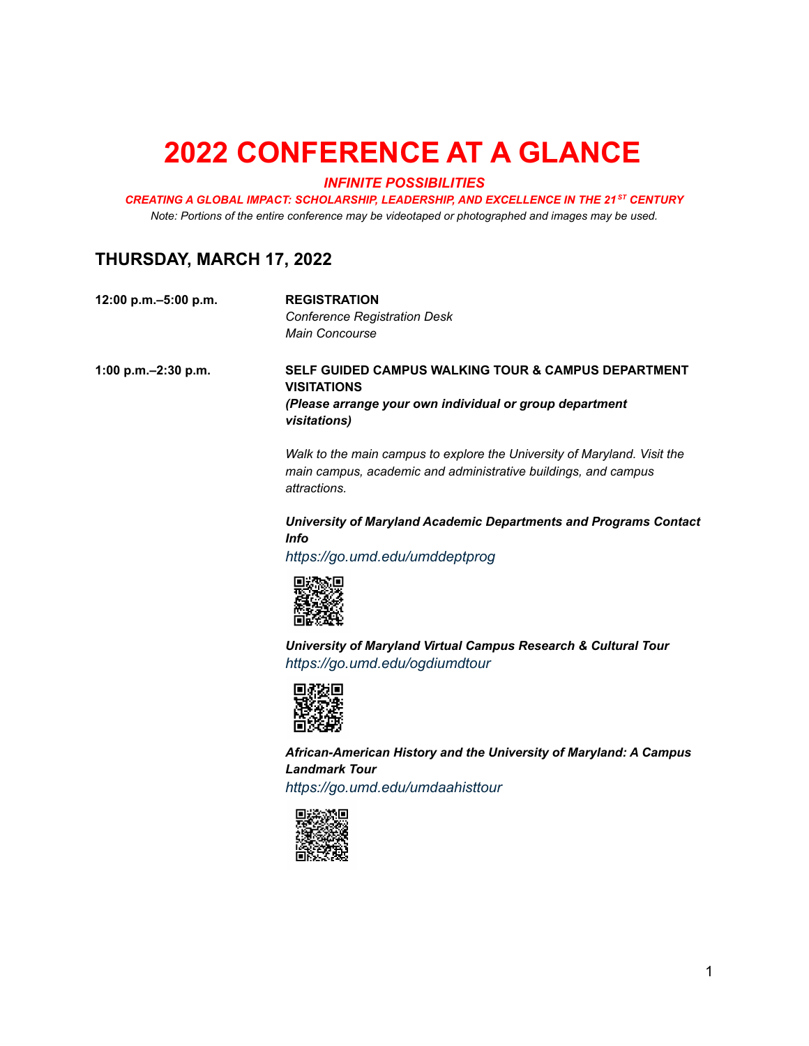# 2022 CONFERENCE AT A GLANCE

***INFINITE POSSIBILITIES***

***CREATING A GLOBAL IMPACT: SCHOLARSHIP, LEADERSHIP, AND EXCELLENCE IN THE 21ST CENTURY***

*Note: Portions of the entire conference may be videotaped or photographed and images may be used.*

## THURSDAY, MARCH 17, 2022

**12:00 p.m.–5:00 p.m.**

**REGISTRATION**
*Conference Registration Desk*
*Main Concourse*

**1:00 p.m.–2:30 p.m.**

**SELF GUIDED CAMPUS WALKING TOUR & CAMPUS DEPARTMENT VISITATIONS**
***(Please arrange your own individual or group department visitations)***

*Walk to the main campus to explore the University of Maryland. Visit the main campus, academic and administrative buildings, and campus attractions.*

***University of Maryland Academic Departments and Programs Contact Info***
*https://go.umd.edu/umddeptprog*

***University of Maryland Virtual Campus Research & Cultural Tour***
*https://go.umd.edu/ogdiumdtour*

***African-American History and the University of Maryland: A Campus Landmark Tour***
*https://go.umd.edu/umdaahisttour*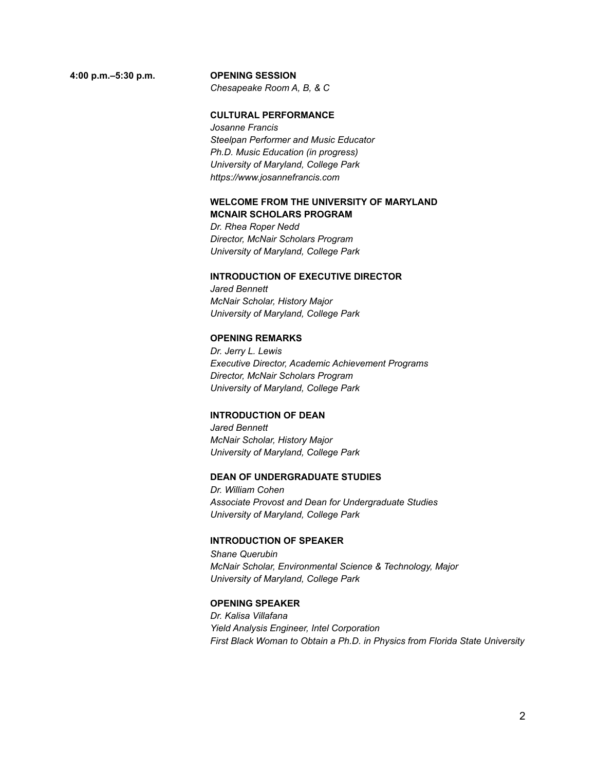**4:00 p.m.–5:30 p.m.** **OPENING SESSION**
*Chesapeake Room A, B, & C*

**CULTURAL PERFORMANCE**
*Josanne Francis*
*Steelpan Performer and Music Educator*
*Ph.D. Music Education (in progress)*
*University of Maryland, College Park*
*https://www.josannefrancis.com*

**WELCOME FROM THE UNIVERSITY OF MARYLAND MCNAIR SCHOLARS PROGRAM**
*Dr. Rhea Roper Nedd*
*Director, McNair Scholars Program*
*University of Maryland, College Park*

**INTRODUCTION OF EXECUTIVE DIRECTOR**
*Jared Bennett*
*McNair Scholar, History Major*
*University of Maryland, College Park*

**OPENING REMARKS**
*Dr. Jerry L. Lewis*
*Executive Director, Academic Achievement Programs*
*Director, McNair Scholars Program*
*University of Maryland, College Park*

**INTRODUCTION OF DEAN**
*Jared Bennett*
*McNair Scholar, History Major*
*University of Maryland, College Park*

**DEAN OF UNDERGRADUATE STUDIES**
*Dr. William Cohen*
*Associate Provost and Dean for Undergraduate Studies*
*University of Maryland, College Park*

**INTRODUCTION OF SPEAKER**
*Shane Querubin*
*McNair Scholar, Environmental Science & Technology, Major*
*University of Maryland, College Park*

**OPENING SPEAKER**
*Dr. Kalisa Villafana*
*Yield Analysis Engineer, Intel Corporation*
*First Black Woman to Obtain a Ph.D. in Physics from Florida State University*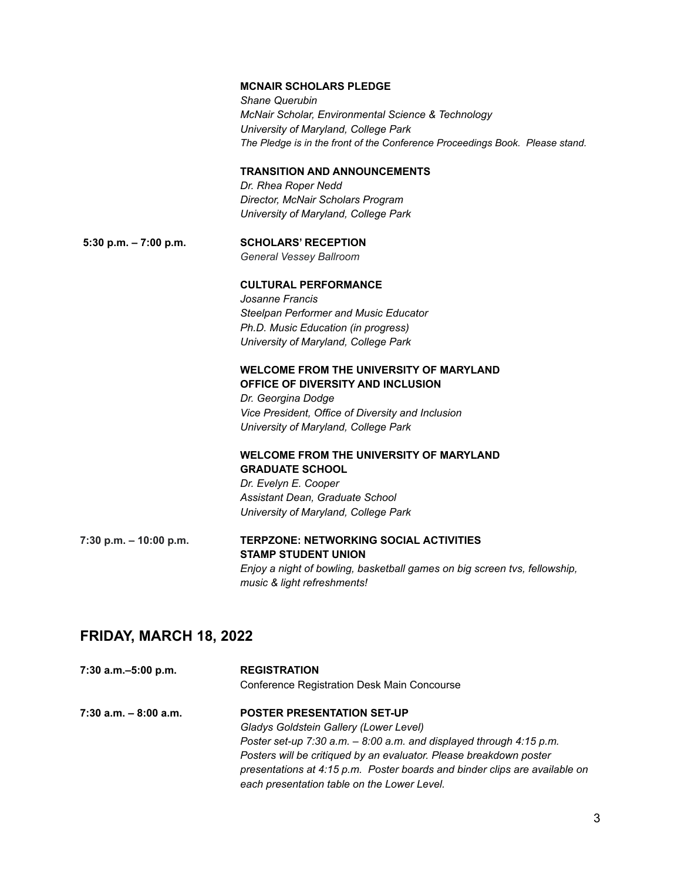**MCNAIR SCHOLARS PLEDGE**
*Shane Querubin*
*McNair Scholar, Environmental Science & Technology*
*University of Maryland, College Park*
*The Pledge is in the front of the Conference Proceedings Book. Please stand.*

**TRANSITION AND ANNOUNCEMENTS**
*Dr. Rhea Roper Nedd*
*Director, McNair Scholars Program*
*University of Maryland, College Park*

**5:30 p.m. – 7:00 p.m.** **SCHOLARS' RECEPTION**
*General Vessey Ballroom*

**CULTURAL PERFORMANCE**
*Josanne Francis*
*Steelpan Performer and Music Educator*
*Ph.D. Music Education (in progress)*
*University of Maryland, College Park*

**WELCOME FROM THE UNIVERSITY OF MARYLAND OFFICE OF DIVERSITY AND INCLUSION**
*Dr. Georgina Dodge*
*Vice President, Office of Diversity and Inclusion*
*University of Maryland, College Park*

**WELCOME FROM THE UNIVERSITY OF MARYLAND GRADUATE SCHOOL**
*Dr. Evelyn E. Cooper*
*Assistant Dean, Graduate School*
*University of Maryland, College Park*

**7:30 p.m. – 10:00 p.m.** **TERPZONE: NETWORKING SOCIAL ACTIVITIES**
**STAMP STUDENT UNION**
*Enjoy a night of bowling, basketball games on big screen tvs, fellowship, music & light refreshments!*

## FRIDAY, MARCH 18, 2022

**7:30 a.m.–5:00 p.m.** **REGISTRATION**
Conference Registration Desk Main Concourse

**7:30 a.m. – 8:00 a.m.** **POSTER PRESENTATION SET-UP**
*Gladys Goldstein Gallery (Lower Level)*
*Poster set-up 7:30 a.m. – 8:00 a.m. and displayed through 4:15 p.m. Posters will be critiqued by an evaluator. Please breakdown poster presentations at 4:15 p.m. Poster boards and binder clips are available on each presentation table on the Lower Level.*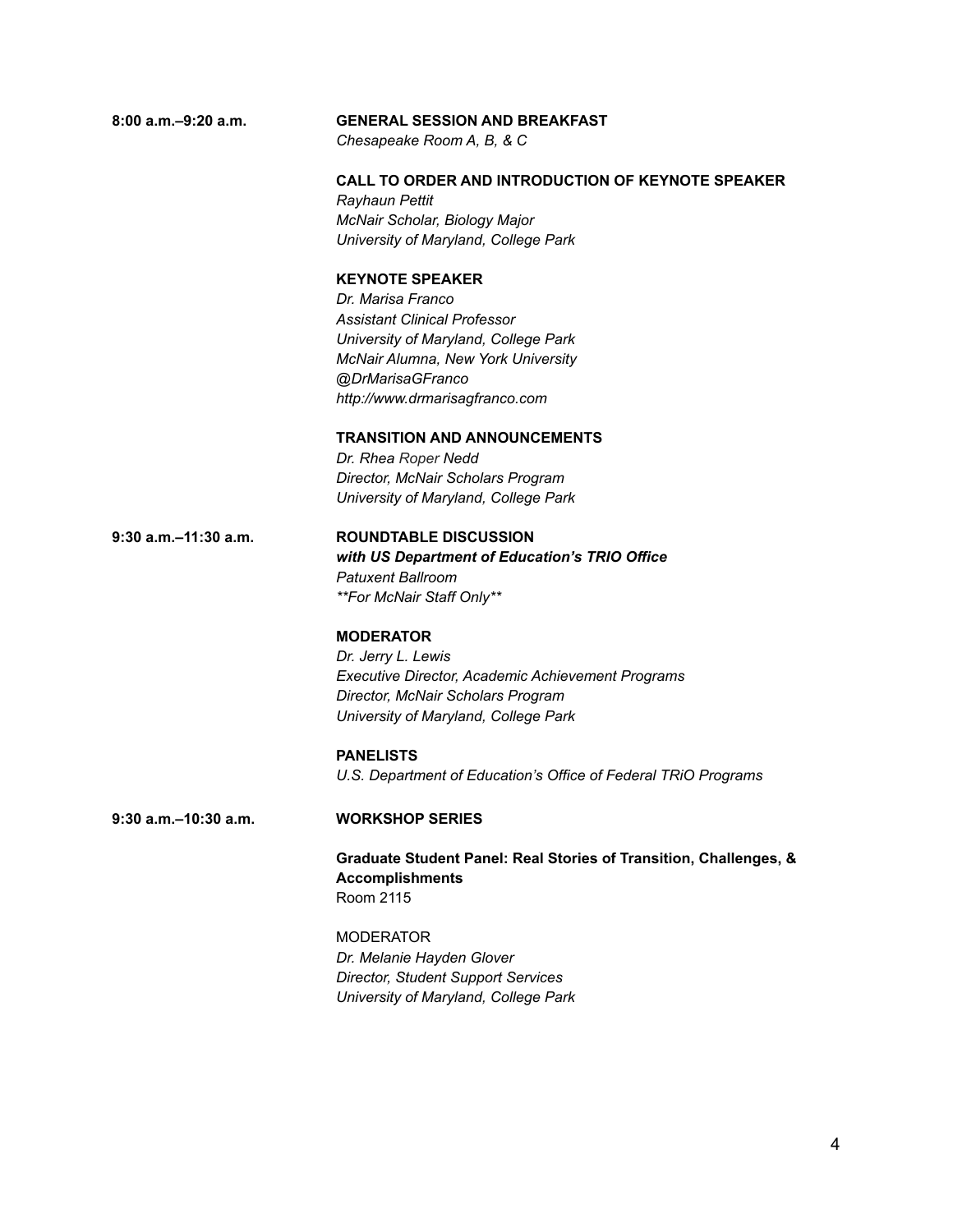**8:00 a.m.–9:20 a.m.** **GENERAL SESSION AND BREAKFAST**
*Chesapeake Room A, B, & C*

**CALL TO ORDER AND INTRODUCTION OF KEYNOTE SPEAKER**
*Rayhaun Pettit*
*McNair Scholar, Biology Major*
*University of Maryland, College Park*

**KEYNOTE SPEAKER**
*Dr. Marisa Franco*
*Assistant Clinical Professor*
*University of Maryland, College Park*
*McNair Alumna, New York University*
*@DrMarisaGFranco*
*http://www.drmarisagfranco.com*

**TRANSITION AND ANNOUNCEMENTS**
*Dr. Rhea Roper Nedd*
*Director, McNair Scholars Program*
*University of Maryland, College Park*

**9:30 a.m.–11:30 a.m.** **ROUNDTABLE DISCUSSION**
***with US Department of Education's TRIO Office***
*Patuxent Ballroom*
*\*\*For McNair Staff Only\*\**

**MODERATOR**
*Dr. Jerry L. Lewis*
*Executive Director, Academic Achievement Programs*
*Director, McNair Scholars Program*
*University of Maryland, College Park*

**PANELISTS**
*U.S. Department of Education's Office of Federal TRiO Programs*

**9:30 a.m.–10:30 a.m.** **WORKSHOP SERIES**

**Graduate Student Panel: Real Stories of Transition, Challenges, & Accomplishments**
Room 2115

MODERATOR
*Dr. Melanie Hayden Glover*
*Director, Student Support Services*
*University of Maryland, College Park*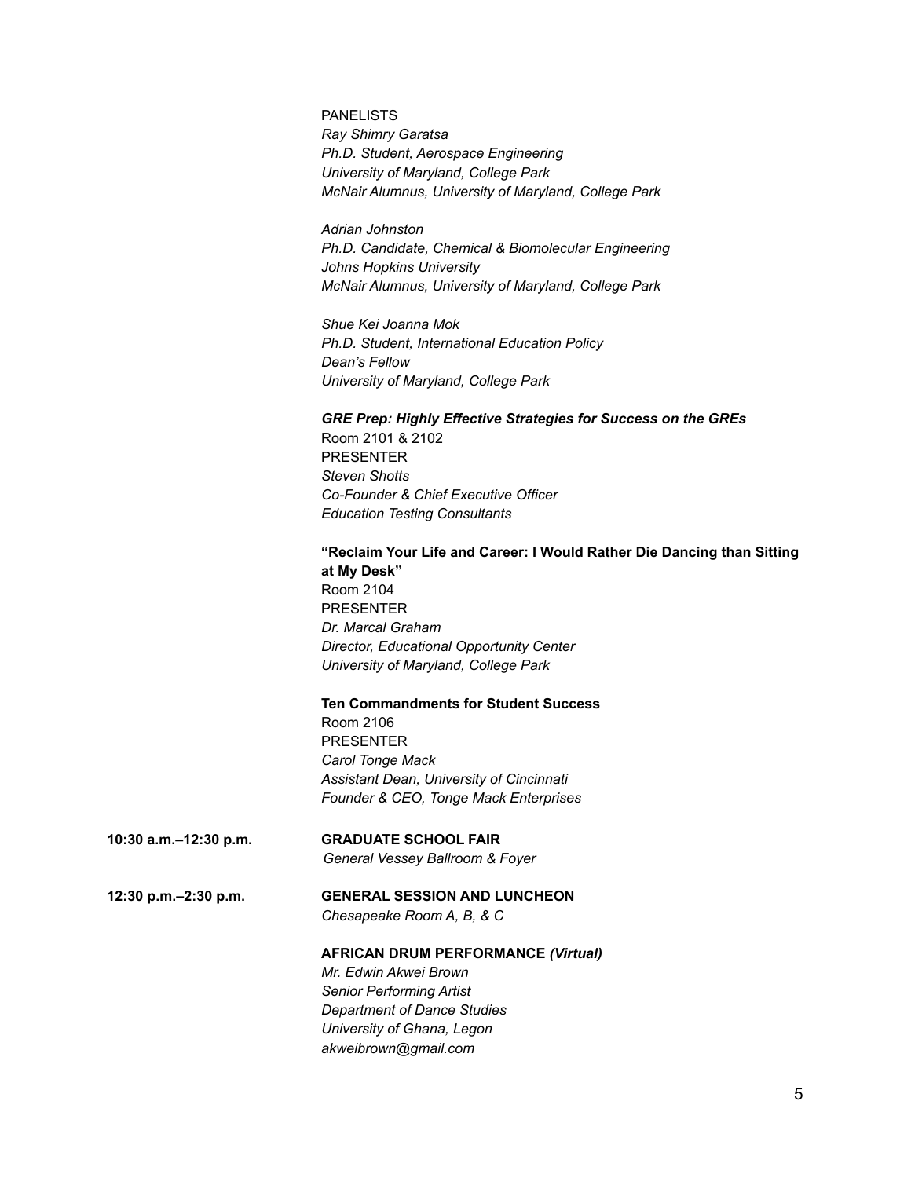PANELISTS
*Ray Shimry Garatsa*
*Ph.D. Student, Aerospace Engineering*
*University of Maryland, College Park*
*McNair Alumnus, University of Maryland, College Park*

*Adrian Johnston*
*Ph.D. Candidate, Chemical & Biomolecular Engineering*
*Johns Hopkins University*
*McNair Alumnus, University of Maryland, College Park*

*Shue Kei Joanna Mok*
*Ph.D. Student, International Education Policy*
*Dean's Fellow*
*University of Maryland, College Park*

***GRE Prep: Highly Effective Strategies for Success on the GREs***
Room 2101 & 2102
PRESENTER
*Steven Shotts*
*Co-Founder & Chief Executive Officer*
*Education Testing Consultants*

**"Reclaim Your Life and Career: I Would Rather Die Dancing than Sitting at My Desk"**
Room 2104
PRESENTER
*Dr. Marcal Graham*
*Director, Educational Opportunity Center*
*University of Maryland, College Park*

**Ten Commandments for Student Success**
Room 2106
PRESENTER
*Carol Tonge Mack*
*Assistant Dean, University of Cincinnati*
*Founder & CEO, Tonge Mack Enterprises*

**10:30 a.m.–12:30 p.m.** **GRADUATE SCHOOL FAIR**
*General Vessey Ballroom & Foyer*

**12:30 p.m.–2:30 p.m.** **GENERAL SESSION AND LUNCHEON**
*Chesapeake Room A, B, & C*

**AFRICAN DRUM PERFORMANCE *(Virtual)***
*Mr. Edwin Akwei Brown*
*Senior Performing Artist*
*Department of Dance Studies*
*University of Ghana, Legon*
*akweibrown@gmail.com*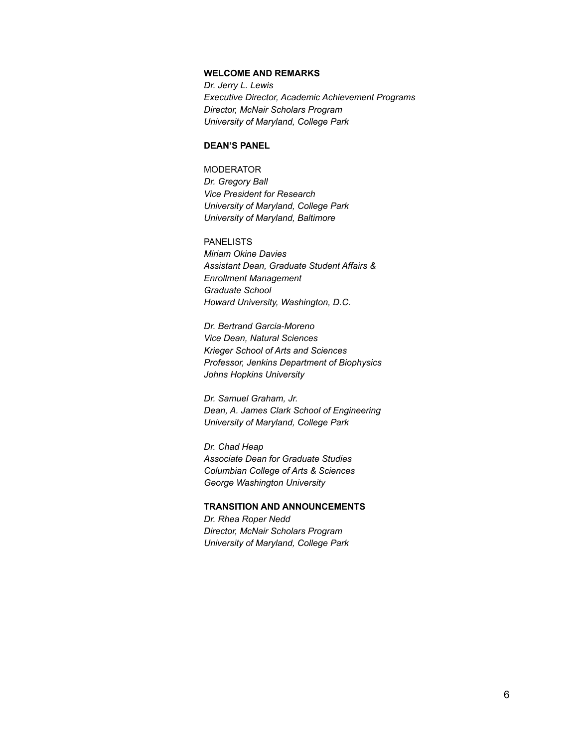**WELCOME AND REMARKS**

*Dr. Jerry L. Lewis*
*Executive Director, Academic Achievement Programs*
*Director, McNair Scholars Program*
*University of Maryland, College Park*

**DEAN'S PANEL**

MODERATOR

*Dr. Gregory Ball*
*Vice President for Research*
*University of Maryland, College Park*
*University of Maryland, Baltimore*

PANELISTS

*Miriam Okine Davies*
*Assistant Dean, Graduate Student Affairs &*
*Enrollment Management*
*Graduate School*
*Howard University, Washington, D.C.*

*Dr. Bertrand Garcia-Moreno*
*Vice Dean, Natural Sciences*
*Krieger School of Arts and Sciences*
*Professor, Jenkins Department of Biophysics*
*Johns Hopkins University*

*Dr. Samuel Graham, Jr.*
*Dean, A. James Clark School of Engineering*
*University of Maryland, College Park*

*Dr. Chad Heap*
*Associate Dean for Graduate Studies*
*Columbian College of Arts & Sciences*
*George Washington University*

**TRANSITION AND ANNOUNCEMENTS**

*Dr. Rhea Roper Nedd*
*Director, McNair Scholars Program*
*University of Maryland, College Park*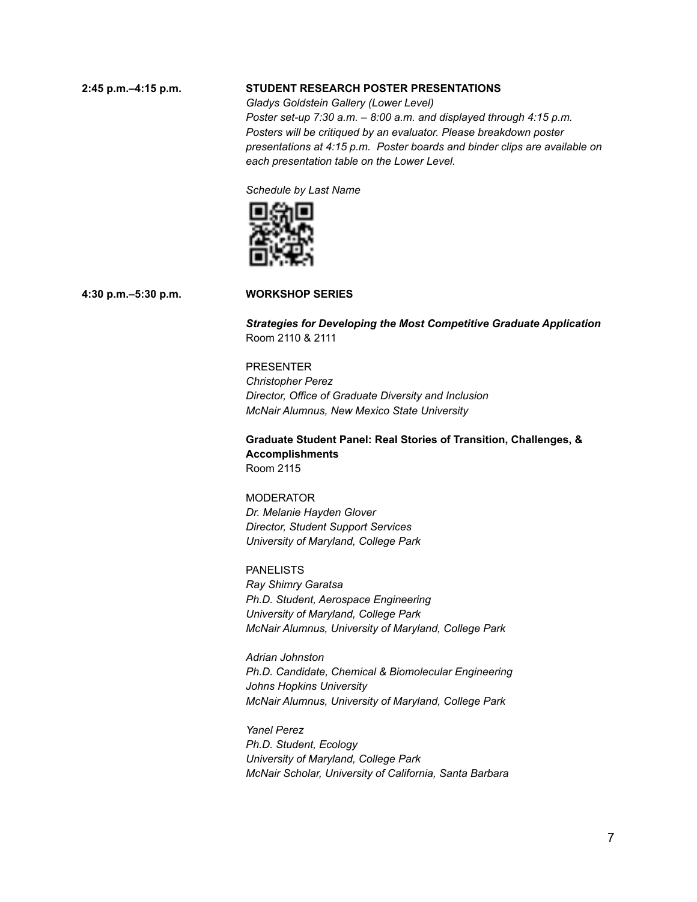**2:45 p.m.–4:15 p.m.** **STUDENT RESEARCH POSTER PRESENTATIONS**

*Gladys Goldstein Gallery (Lower Level)*
*Poster set-up 7:30 a.m. – 8:00 a.m. and displayed through 4:15 p.m. Posters will be critiqued by an evaluator. Please breakdown poster presentations at 4:15 p.m. Poster boards and binder clips are available on each presentation table on the Lower Level.*

*Schedule by Last Name*

**4:30 p.m.–5:30 p.m.** **WORKSHOP SERIES**

***Strategies for Developing the Most Competitive Graduate Application***
Room 2110 & 2111

PRESENTER
*Christopher Perez*
*Director, Office of Graduate Diversity and Inclusion*
*McNair Alumnus, New Mexico State University*

**Graduate Student Panel: Real Stories of Transition, Challenges, & Accomplishments**
Room 2115

MODERATOR
*Dr. Melanie Hayden Glover*
*Director, Student Support Services*
*University of Maryland, College Park*

PANELISTS
*Ray Shimry Garatsa*
*Ph.D. Student, Aerospace Engineering*
*University of Maryland, College Park*
*McNair Alumnus, University of Maryland, College Park*

*Adrian Johnston*
*Ph.D. Candidate, Chemical & Biomolecular Engineering*
*Johns Hopkins University*
*McNair Alumnus, University of Maryland, College Park*

*Yanel Perez*
*Ph.D. Student, Ecology*
*University of Maryland, College Park*
*McNair Scholar, University of California, Santa Barbara*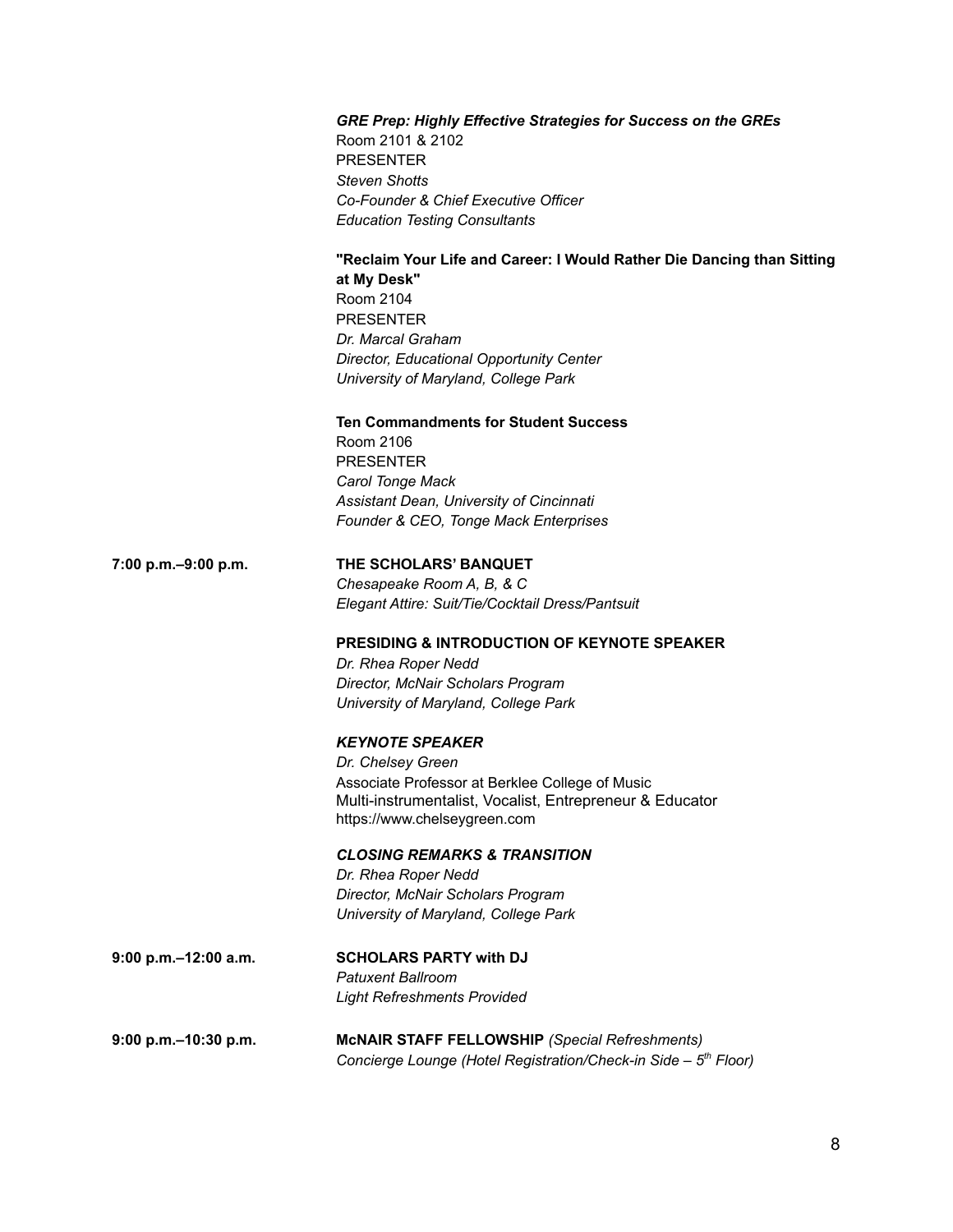***GRE Prep: Highly Effective Strategies for Success on the GREs***
Room 2101 & 2102
PRESENTER
*Steven Shotts*
*Co-Founder & Chief Executive Officer*
*Education Testing Consultants*

**"Reclaim Your Life and Career: I Would Rather Die Dancing than Sitting at My Desk"**
Room 2104
PRESENTER
*Dr. Marcal Graham*
*Director, Educational Opportunity Center*
*University of Maryland, College Park*

**Ten Commandments for Student Success**
Room 2106
PRESENTER
*Carol Tonge Mack*
*Assistant Dean, University of Cincinnati*
*Founder & CEO, Tonge Mack Enterprises*

**7:00 p.m.–9:00 p.m.** **THE SCHOLARS' BANQUET**
*Chesapeake Room A, B, & C*
*Elegant Attire: Suit/Tie/Cocktail Dress/Pantsuit*

**PRESIDING & INTRODUCTION OF KEYNOTE SPEAKER**
*Dr. Rhea Roper Nedd*
*Director, McNair Scholars Program*
*University of Maryland, College Park*

***KEYNOTE SPEAKER***
*Dr. Chelsey Green*
Associate Professor at Berklee College of Music
Multi-instrumentalist, Vocalist, Entrepreneur & Educator
https://www.chelseygreen.com

***CLOSING REMARKS & TRANSITION***
*Dr. Rhea Roper Nedd*
*Director, McNair Scholars Program*
*University of Maryland, College Park*

**9:00 p.m.–12:00 a.m.** **SCHOLARS PARTY with DJ**
*Patuxent Ballroom*
*Light Refreshments Provided*

**9:00 p.m.–10:30 p.m.** **McNAIR STAFF FELLOWSHIP** *(Special Refreshments)*
*Concierge Lounge (Hotel Registration/Check-in Side – 5th Floor)*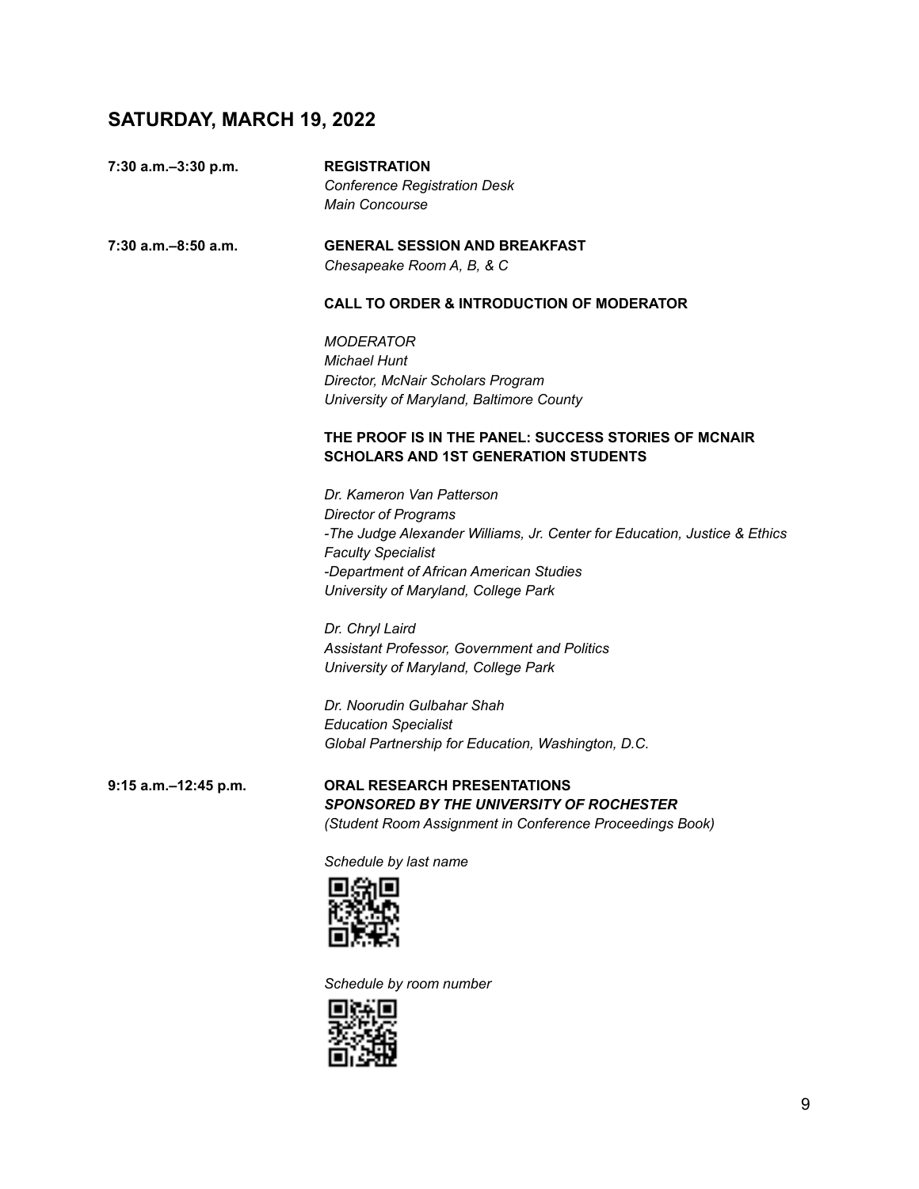## SATURDAY, MARCH 19, 2022

**7:30 a.m.–3:30 p.m.** **REGISTRATION**
*Conference Registration Desk*
*Main Concourse*

**7:30 a.m.–8:50 a.m.** **GENERAL SESSION AND BREAKFAST**
*Chesapeake Room A, B, & C*

**CALL TO ORDER & INTRODUCTION OF MODERATOR**

*MODERATOR*
*Michael Hunt*
*Director, McNair Scholars Program*
*University of Maryland, Baltimore County*

**THE PROOF IS IN THE PANEL: SUCCESS STORIES OF MCNAIR SCHOLARS AND 1ST GENERATION STUDENTS**

*Dr. Kameron Van Patterson*
*Director of Programs*
*-The Judge Alexander Williams, Jr. Center for Education, Justice & Ethics*
*Faculty Specialist*
*-Department of African American Studies*
*University of Maryland, College Park*

*Dr. Chryl Laird*
*Assistant Professor, Government and Politics*
*University of Maryland, College Park*

*Dr. Noorudin Gulbahar Shah*
*Education Specialist*
*Global Partnership for Education, Washington, D.C.*

**9:15 a.m.–12:45 p.m.** **ORAL RESEARCH PRESENTATIONS**
***SPONSORED BY THE UNIVERSITY OF ROCHESTER***
*(Student Room Assignment in Conference Proceedings Book)*

*Schedule by last name*

*Schedule by room number*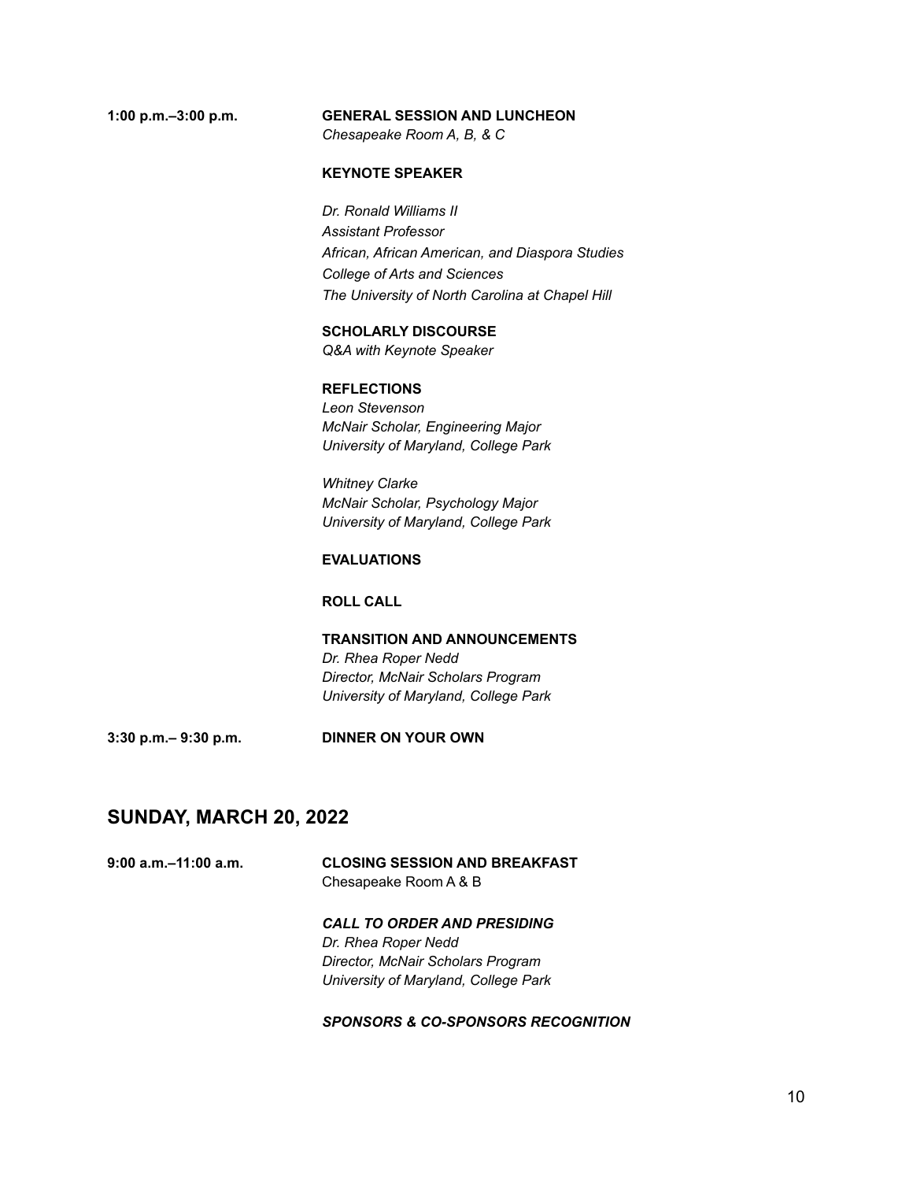**1:00 p.m.–3:00 p.m.** **GENERAL SESSION AND LUNCHEON**
*Chesapeake Room A, B, & C*

**KEYNOTE SPEAKER**

*Dr. Ronald Williams II*
*Assistant Professor*
*African, African American, and Diaspora Studies*
*College of Arts and Sciences*
*The University of North Carolina at Chapel Hill*

**SCHOLARLY DISCOURSE**
*Q&A with Keynote Speaker*

**REFLECTIONS**
*Leon Stevenson*
*McNair Scholar, Engineering Major*
*University of Maryland, College Park*

*Whitney Clarke*
*McNair Scholar, Psychology Major*
*University of Maryland, College Park*

**EVALUATIONS**

**ROLL CALL**

**TRANSITION AND ANNOUNCEMENTS**
*Dr. Rhea Roper Nedd*
*Director, McNair Scholars Program*
*University of Maryland, College Park*

**3:30 p.m.– 9:30 p.m.** **DINNER ON YOUR OWN**

## SUNDAY, MARCH 20, 2022

**9:00 a.m.–11:00 a.m.** **CLOSING SESSION AND BREAKFAST**
Chesapeake Room A & B

***CALL TO ORDER AND PRESIDING***
*Dr. Rhea Roper Nedd*
*Director, McNair Scholars Program*
*University of Maryland, College Park*

***SPONSORS & CO-SPONSORS RECOGNITION***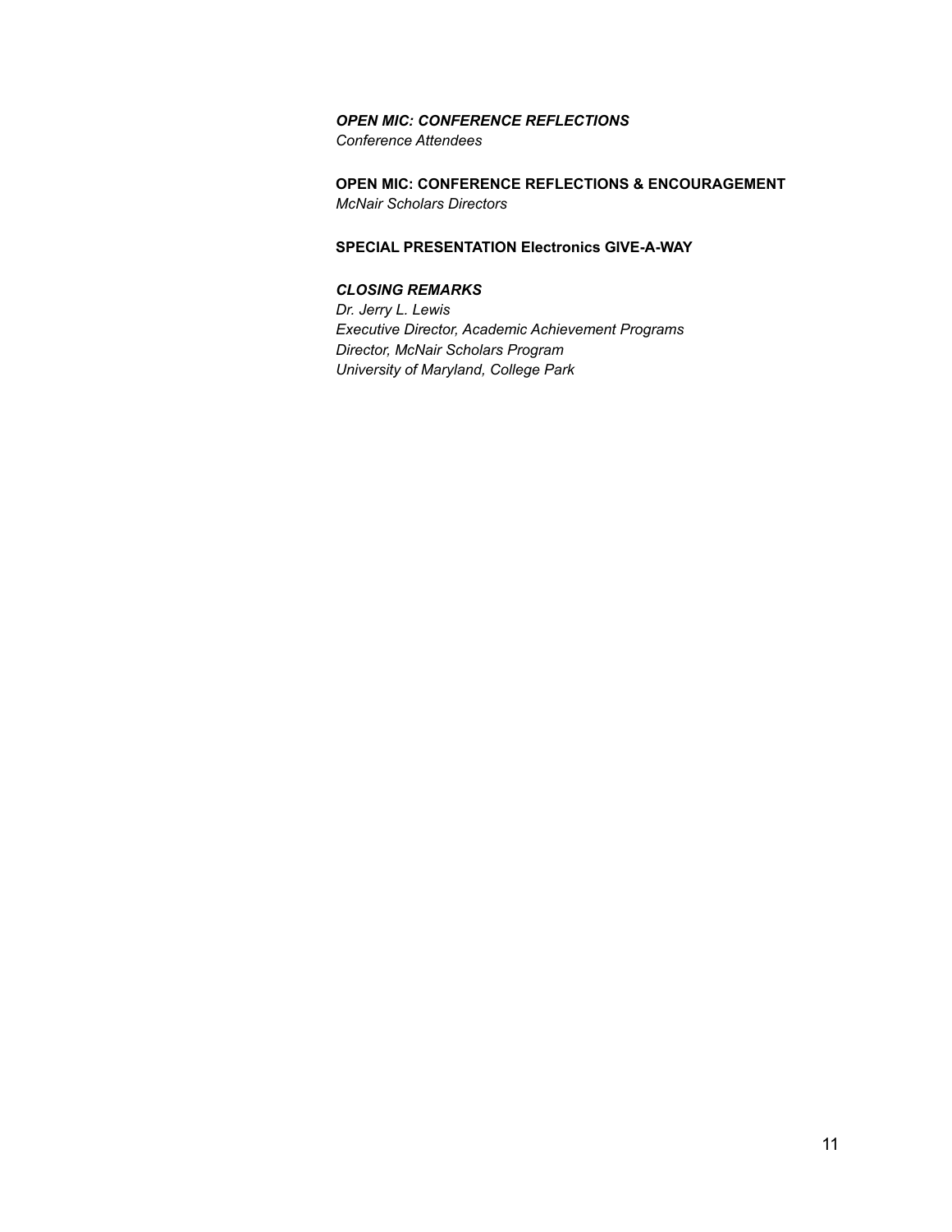***OPEN MIC: CONFERENCE REFLECTIONS***
*Conference Attendees*

**OPEN MIC: CONFERENCE REFLECTIONS & ENCOURAGEMENT**
*McNair Scholars Directors*

**SPECIAL PRESENTATION Electronics GIVE-A-WAY**

***CLOSING REMARKS***
*Dr. Jerry L. Lewis*
*Executive Director, Academic Achievement Programs*
*Director, McNair Scholars Program*
*University of Maryland, College Park*